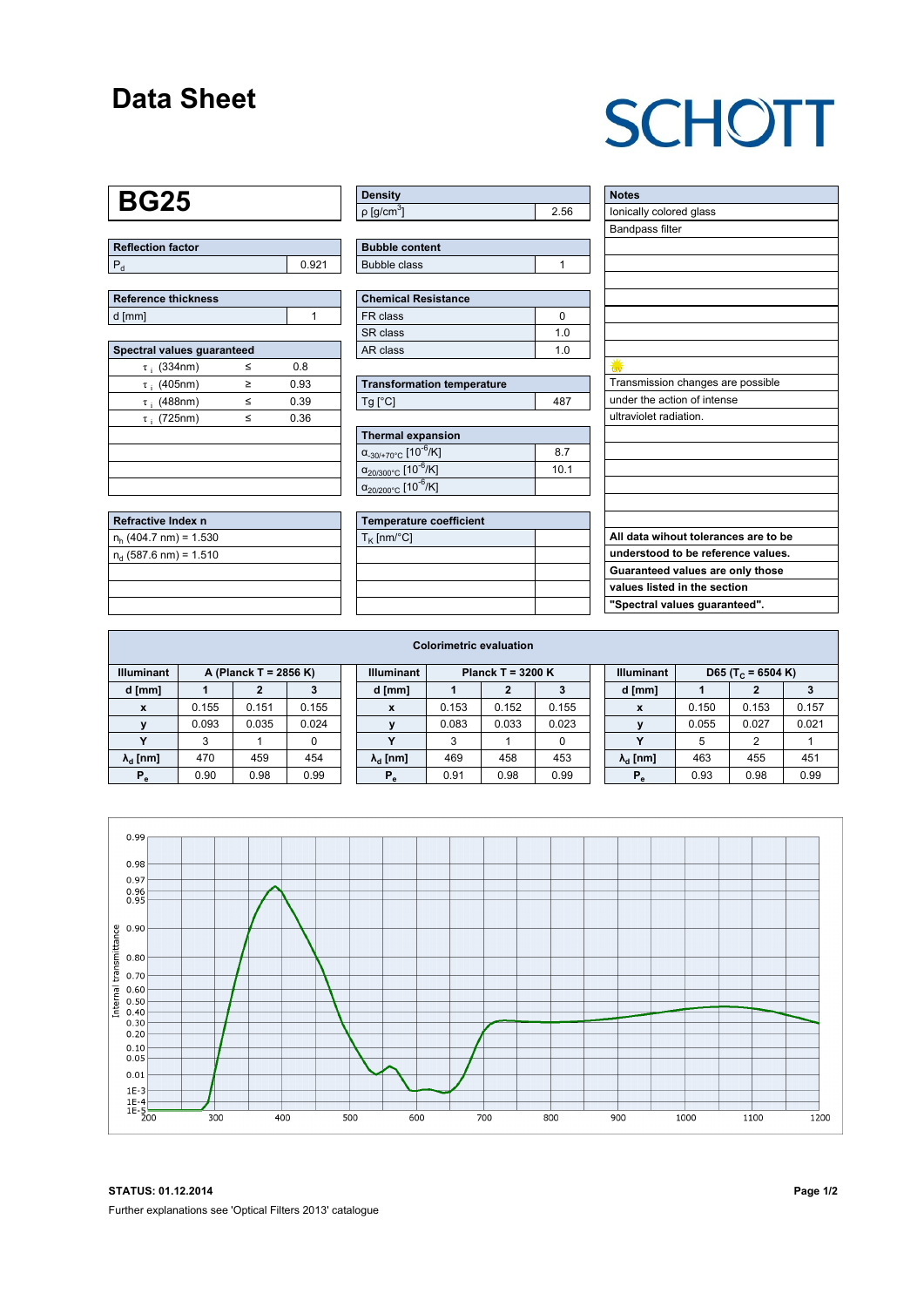# Data Sheet

SCHOTT

## BG25

| Reflection factor | |
|---|---|
| $P_d$ | 0.921 |

| Reference thickness | |
|---|---|
| d [mm] | 1 |

| Spectral values guaranteed | | |
|---|---|---|
| $\tau_i$ (334nm) | ≤ | 0.8 |
| $\tau_i$ (405nm) | ≥ | 0.93 |
| $\tau_i$ (488nm) | ≤ | 0.39 |
| $\tau_i$ (725nm) | ≤ | 0.36 |

| Refractive Index n |
|---|
| $n_h$ (404.7 nm) = 1.530 |
| $n_d$ (587.6 nm) = 1.510 |

| Density | |
|---|---|
| ρ [g/cm³] | 2.56 |

| Bubble content | |
|---|---|
| Bubble class | 1 |

| Chemical Resistance | |
|---|---|
| FR class | 0 |
| SR class | 1.0 |
| AR class | 1.0 |

| Transformation temperature | |
|---|---|
| Tg [°C] | 487 |

| Thermal expansion | |
|---|---|
| $\alpha_{-30/+70°C}$ [$10^{-6}$/K] | 8.7 |
| $\alpha_{20/300°C}$ [$10^{-6}$/K] | 10.1 |
| $\alpha_{20/200°C}$ [$10^{-6}$/K] | |

| Temperature coefficient | |
|---|---|
| $T_K$ [nm/°C] | |

| Notes |
|---|
| Ionically colored glass |
| Bandpass filter |
| Transmission changes are possible under the action of intense ultraviolet radiation. |
| **All data wihout tolerances are to be understood to be reference values. Guaranteed values are only those values listed in the section "Spectral values guaranteed".** |

### Colorimetric evaluation

| Illuminant | A (Planck T = 2856 K) | | |
|---|---|---|---|
| d [mm] | 1 | 2 | 3 |
| x | 0.155 | 0.151 | 0.155 |
| y | 0.093 | 0.035 | 0.024 |
| Y | 3 | 1 | 0 |
| $\lambda_d$ [nm] | 470 | 459 | 454 |
| $P_e$ | 0.90 | 0.98 | 0.99 |

| Illuminant | Planck T = 3200 K | | |
|---|---|---|---|
| d [mm] | 1 | 2 | 3 |
| x | 0.153 | 0.152 | 0.155 |
| y | 0.083 | 0.033 | 0.023 |
| Y | 3 | 1 | 0 |
| $\lambda_d$ [nm] | 469 | 458 | 453 |
| $P_e$ | 0.91 | 0.98 | 0.99 |

| Illuminant | D65 ($T_C$ = 6504 K) | | |
|---|---|---|---|
| d [mm] | 1 | 2 | 3 |
| x | 0.150 | 0.153 | 0.157 |
| y | 0.055 | 0.027 | 0.021 |
| Y | 5 | 2 | 1 |
| $\lambda_d$ [nm] | 463 | 455 | 451 |
| $P_e$ | 0.93 | 0.98 | 0.99 |

**STATUS: 01.12.2014**

Further explanations see 'Optical Filters 2013' catalogue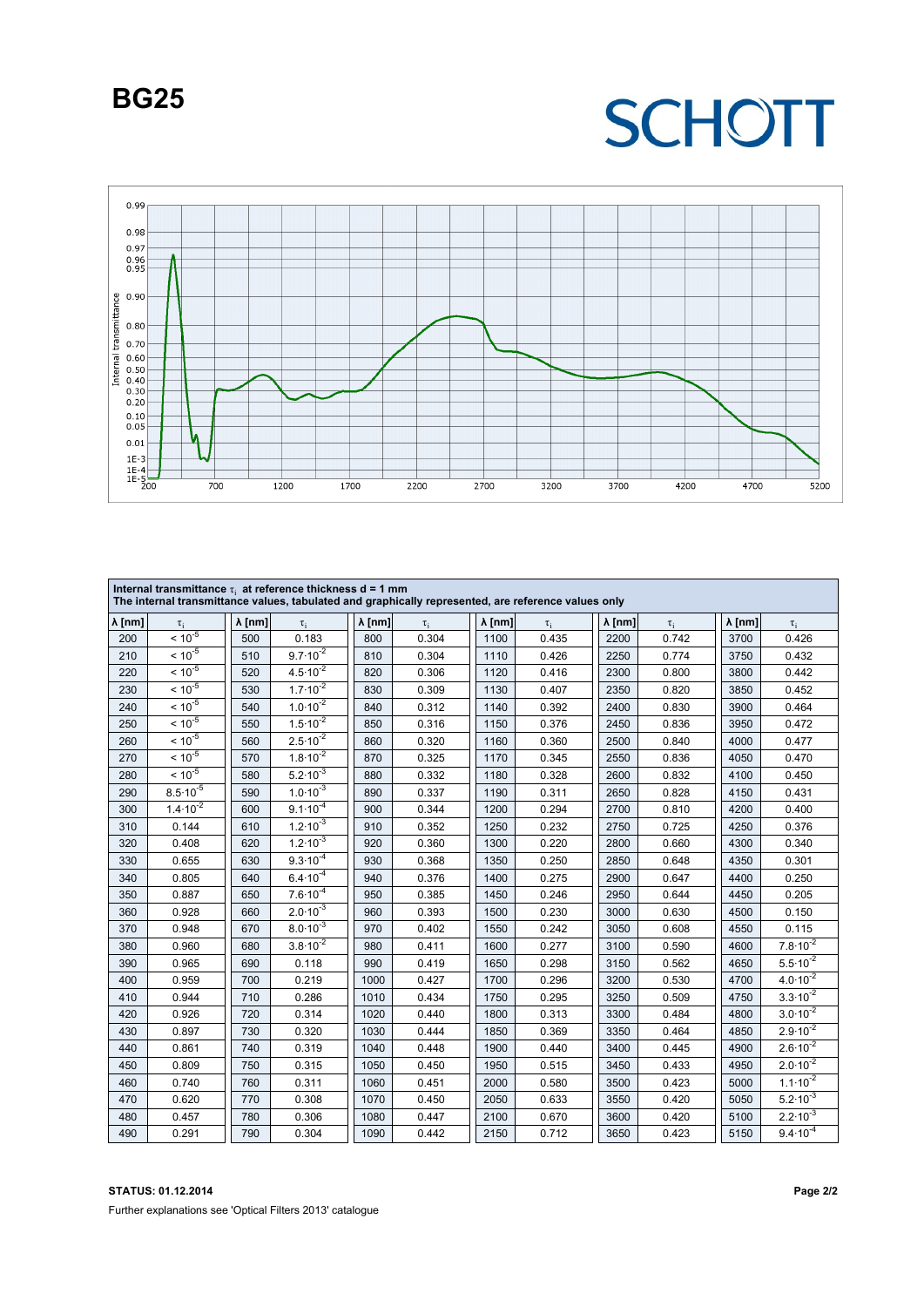# BG25

SCHOTT

0.99
0.98
0.97
0.96
0.95
0.90
0.80
0.70
0.60
0.50
0.40
0.30
0.20
0.10
0.05
0.01
1E-3
1E-4
1E-5

Internal transmittance

200 700 1200 1700 2200 2700 3200 3700 4200 4700 5200

**Internal transmittance $\tau_i$ at reference thickness d = 1 mm**
**The internal transmittance values, tabulated and graphically represented, are reference values only**

| λ [nm] | $\tau_i$ | λ [nm] | $\tau_i$ | λ [nm] | $\tau_i$ | λ [nm] | $\tau_i$ | λ [nm] | $\tau_i$ | λ [nm] | $\tau_i$ |
|---|---|---|---|---|---|---|---|---|---|---|---|
| 200 | $< 10^{-5}$ | 500 | 0.183 | 800 | 0.304 | 1100 | 0.435 | 2200 | 0.742 | 3700 | 0.426 |
| 210 | $< 10^{-5}$ | 510 | $9.7 \cdot 10^{-2}$ | 810 | 0.304 | 1110 | 0.426 | 2250 | 0.774 | 3750 | 0.432 |
| 220 | $< 10^{-5}$ | 520 | $4.5 \cdot 10^{-2}$ | 820 | 0.306 | 1120 | 0.416 | 2300 | 0.800 | 3800 | 0.442 |
| 230 | $< 10^{-5}$ | 530 | $1.7 \cdot 10^{-2}$ | 830 | 0.309 | 1130 | 0.407 | 2350 | 0.820 | 3850 | 0.452 |
| 240 | $< 10^{-5}$ | 540 | $1.0 \cdot 10^{-2}$ | 840 | 0.312 | 1140 | 0.392 | 2400 | 0.830 | 3900 | 0.464 |
| 250 | $< 10^{-5}$ | 550 | $1.5 \cdot 10^{-2}$ | 850 | 0.316 | 1150 | 0.376 | 2450 | 0.836 | 3950 | 0.472 |
| 260 | $< 10^{-5}$ | 560 | $2.5 \cdot 10^{-2}$ | 860 | 0.320 | 1160 | 0.360 | 2500 | 0.840 | 4000 | 0.477 |
| 270 | $< 10^{-5}$ | 570 | $1.8 \cdot 10^{-2}$ | 870 | 0.325 | 1170 | 0.345 | 2550 | 0.836 | 4050 | 0.470 |
| 280 | $< 10^{-5}$ | 580 | $5.2 \cdot 10^{-3}$ | 880 | 0.332 | 1180 | 0.328 | 2600 | 0.832 | 4100 | 0.450 |
| 290 | $8.5 \cdot 10^{-5}$ | 590 | $1.0 \cdot 10^{-3}$ | 890 | 0.337 | 1190 | 0.311 | 2650 | 0.828 | 4150 | 0.431 |
| 300 | $1.4 \cdot 10^{-2}$ | 600 | $9.1 \cdot 10^{-4}$ | 900 | 0.344 | 1200 | 0.294 | 2700 | 0.810 | 4200 | 0.400 |
| 310 | 0.144 | 610 | $1.2 \cdot 10^{-3}$ | 910 | 0.352 | 1250 | 0.232 | 2750 | 0.725 | 4250 | 0.376 |
| 320 | 0.408 | 620 | $1.2 \cdot 10^{-3}$ | 920 | 0.360 | 1300 | 0.220 | 2800 | 0.660 | 4300 | 0.340 |
| 330 | 0.655 | 630 | $9.3 \cdot 10^{-4}$ | 930 | 0.368 | 1350 | 0.250 | 2850 | 0.648 | 4350 | 0.301 |
| 340 | 0.805 | 640 | $6.4 \cdot 10^{-4}$ | 940 | 0.376 | 1400 | 0.275 | 2900 | 0.647 | 4400 | 0.250 |
| 350 | 0.887 | 650 | $7.6 \cdot 10^{-4}$ | 950 | 0.385 | 1450 | 0.246 | 2950 | 0.644 | 4450 | 0.205 |
| 360 | 0.928 | 660 | $2.0 \cdot 10^{-3}$ | 960 | 0.393 | 1500 | 0.230 | 3000 | 0.630 | 4500 | 0.150 |
| 370 | 0.948 | 670 | $8.0 \cdot 10^{-3}$ | 970 | 0.402 | 1550 | 0.242 | 3050 | 0.608 | 4550 | 0.115 |
| 380 | 0.960 | 680 | $3.8 \cdot 10^{-2}$ | 980 | 0.411 | 1600 | 0.277 | 3100 | 0.590 | 4600 | $7.8 \cdot 10^{-2}$ |
| 390 | 0.965 | 690 | 0.118 | 990 | 0.419 | 1650 | 0.298 | 3150 | 0.562 | 4650 | $5.5 \cdot 10^{-2}$ |
| 400 | 0.959 | 700 | 0.219 | 1000 | 0.427 | 1700 | 0.296 | 3200 | 0.530 | 4700 | $4.0 \cdot 10^{-2}$ |
| 410 | 0.944 | 710 | 0.286 | 1010 | 0.434 | 1750 | 0.295 | 3250 | 0.509 | 4750 | $3.3 \cdot 10^{-2}$ |
| 420 | 0.926 | 720 | 0.314 | 1020 | 0.440 | 1800 | 0.313 | 3300 | 0.484 | 4800 | $3.0 \cdot 10^{-2}$ |
| 430 | 0.897 | 730 | 0.320 | 1030 | 0.444 | 1850 | 0.369 | 3350 | 0.464 | 4850 | $2.9 \cdot 10^{-2}$ |
| 440 | 0.861 | 740 | 0.319 | 1040 | 0.448 | 1900 | 0.440 | 3400 | 0.445 | 4900 | $2.6 \cdot 10^{-2}$ |
| 450 | 0.809 | 750 | 0.315 | 1050 | 0.450 | 1950 | 0.515 | 3450 | 0.433 | 4950 | $2.0 \cdot 10^{-2}$ |
| 460 | 0.740 | 760 | 0.311 | 1060 | 0.451 | 2000 | 0.580 | 3500 | 0.423 | 5000 | $1.1 \cdot 10^{-2}$ |
| 470 | 0.620 | 770 | 0.308 | 1070 | 0.450 | 2050 | 0.633 | 3550 | 0.420 | 5050 | $5.2 \cdot 10^{-3}$ |
| 480 | 0.457 | 780 | 0.306 | 1080 | 0.447 | 2100 | 0.670 | 3600 | 0.420 | 5100 | $2.2 \cdot 10^{-3}$ |
| 490 | 0.291 | 790 | 0.304 | 1090 | 0.442 | 2150 | 0.712 | 3650 | 0.423 | 5150 | $9.4 \cdot 10^{-4}$ |

**STATUS: 01.12.2014**

Further explanations see 'Optical Filters 2013' catalogue